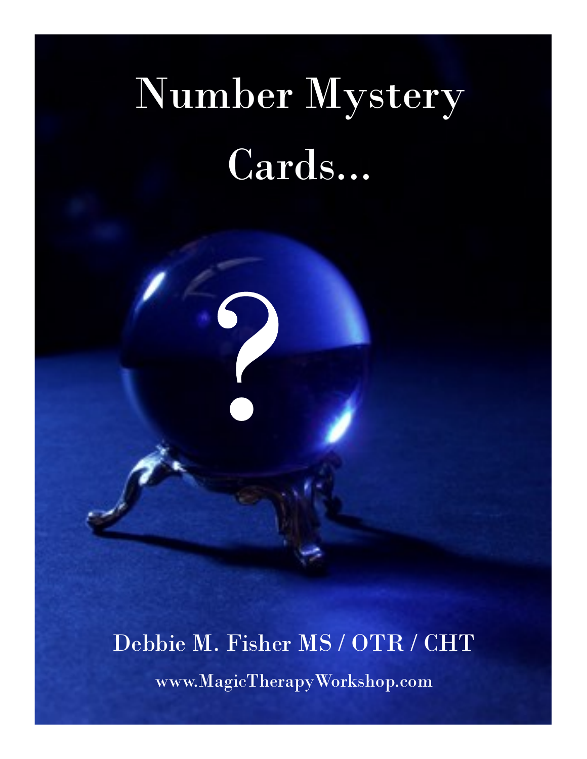# Number Mystery Cards...

?

Debbie M. Fisher MS / OTR / CHT

www.MagicTherapyWorkshop.com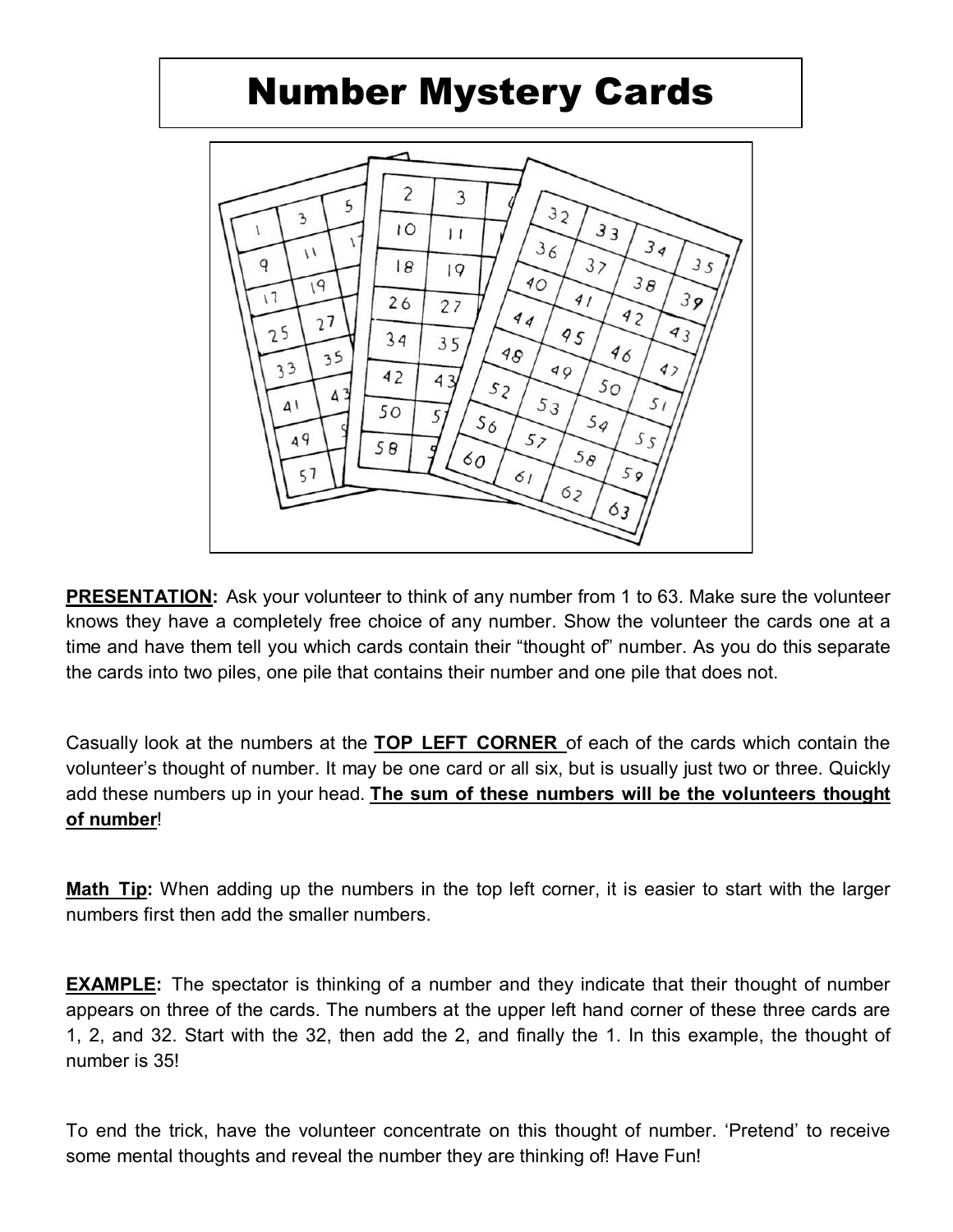# Number Mystery Cards

**PRESENTATION:** Ask your volunteer to think of any number from 1 to 63. Make sure the volunteer knows they have a completely free choice of any number. Show the volunteer the cards one at a time and have them tell you which cards contain their "thought of" number. As you do this separate the cards into two piles, one pile that contains their number and one pile that does not.

Casually look at the numbers at the **TOP LEFT CORNER** of each of the cards which contain the volunteer's thought of number. It may be one card or all six, but is usually just two or three. Quickly add these numbers up in your head. **The sum of these numbers will be the volunteers thought of number**!

**Math Tip:** When adding up the numbers in the top left corner, it is easier to start with the larger numbers first then add the smaller numbers.

**EXAMPLE:** The spectator is thinking of a number and they indicate that their thought of number appears on three of the cards. The numbers at the upper left hand corner of these three cards are 1, 2, and 32. Start with the 32, then add the 2, and finally the 1. In this example, the thought of number is 35!

To end the trick, have the volunteer concentrate on this thought of number. 'Pretend' to receive some mental thoughts and reveal the number they are thinking of! Have Fun!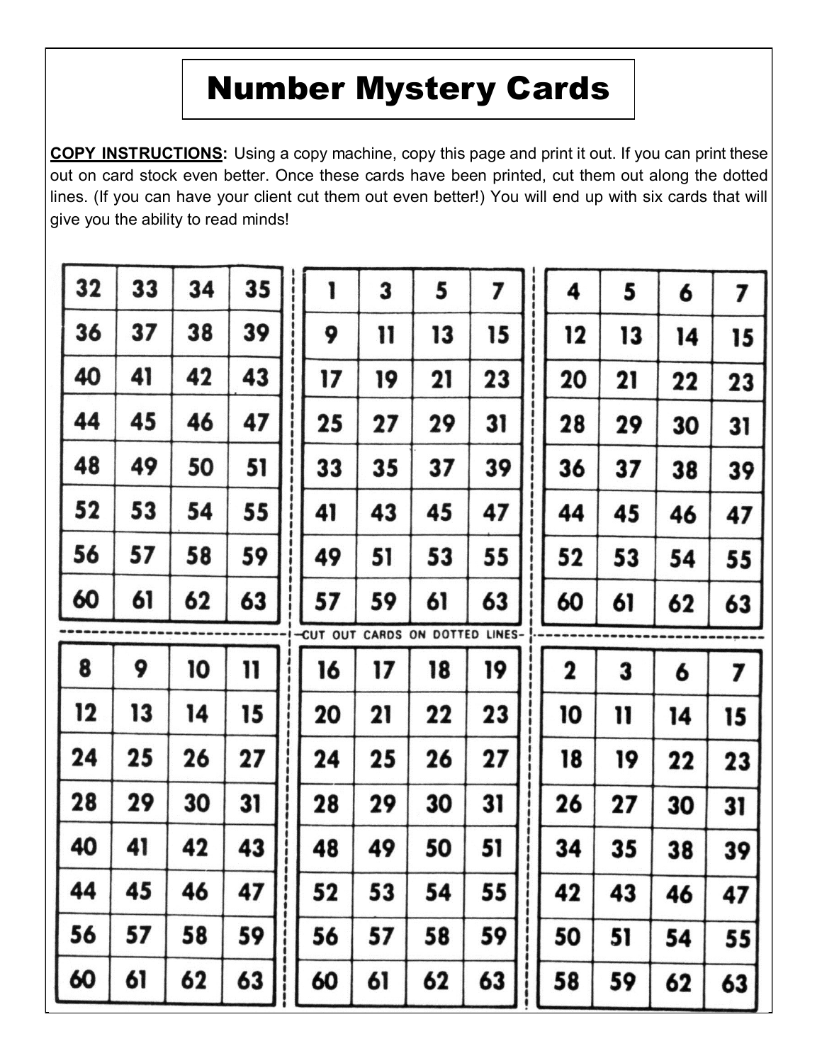# Number Mystery Cards

**COPY INSTRUCTIONS:** Using a copy machine, copy this page and print it out. If you can print these out on card stock even better. Once these cards have been printed, cut them out along the dotted lines. (If you can have your client cut them out even better!) You will end up with six cards that will give you the ability to read minds!

| | | | |
|---|---|---|---|
| 32 | 33 | 34 | 35 |
| 36 | 37 | 38 | 39 |
| 40 | 41 | 42 | 43 |
| 44 | 45 | 46 | 47 |
| 48 | 49 | 50 | 51 |
| 52 | 53 | 54 | 55 |
| 56 | 57 | 58 | 59 |
| 60 | 61 | 62 | 63 |

| | | | |
|---|---|---|---|
| 1 | 3 | 5 | 7 |
| 9 | 11 | 13 | 15 |
| 17 | 19 | 21 | 23 |
| 25 | 27 | 29 | 31 |
| 33 | 35 | 37 | 39 |
| 41 | 43 | 45 | 47 |
| 49 | 51 | 53 | 55 |
| 57 | 59 | 61 | 63 |

| | | | |
|---|---|---|---|
| 4 | 5 | 6 | 7 |
| 12 | 13 | 14 | 15 |
| 20 | 21 | 22 | 23 |
| 28 | 29 | 30 | 31 |
| 36 | 37 | 38 | 39 |
| 44 | 45 | 46 | 47 |
| 52 | 53 | 54 | 55 |
| 60 | 61 | 62 | 63 |

—CUT OUT CARDS ON DOTTED LINES—

| | | | |
|---|---|---|---|
| 8 | 9 | 10 | 11 |
| 12 | 13 | 14 | 15 |
| 24 | 25 | 26 | 27 |
| 28 | 29 | 30 | 31 |
| 40 | 41 | 42 | 43 |
| 44 | 45 | 46 | 47 |
| 56 | 57 | 58 | 59 |
| 60 | 61 | 62 | 63 |

| | | | |
|---|---|---|---|
| 16 | 17 | 18 | 19 |
| 20 | 21 | 22 | 23 |
| 24 | 25 | 26 | 27 |
| 28 | 29 | 30 | 31 |
| 48 | 49 | 50 | 51 |
| 52 | 53 | 54 | 55 |
| 56 | 57 | 58 | 59 |
| 60 | 61 | 62 | 63 |

| | | | |
|---|---|---|---|
| 2 | 3 | 6 | 7 |
| 10 | 11 | 14 | 15 |
| 18 | 19 | 22 | 23 |
| 26 | 27 | 30 | 31 |
| 34 | 35 | 38 | 39 |
| 42 | 43 | 46 | 47 |
| 50 | 51 | 54 | 55 |
| 58 | 59 | 62 | 63 |